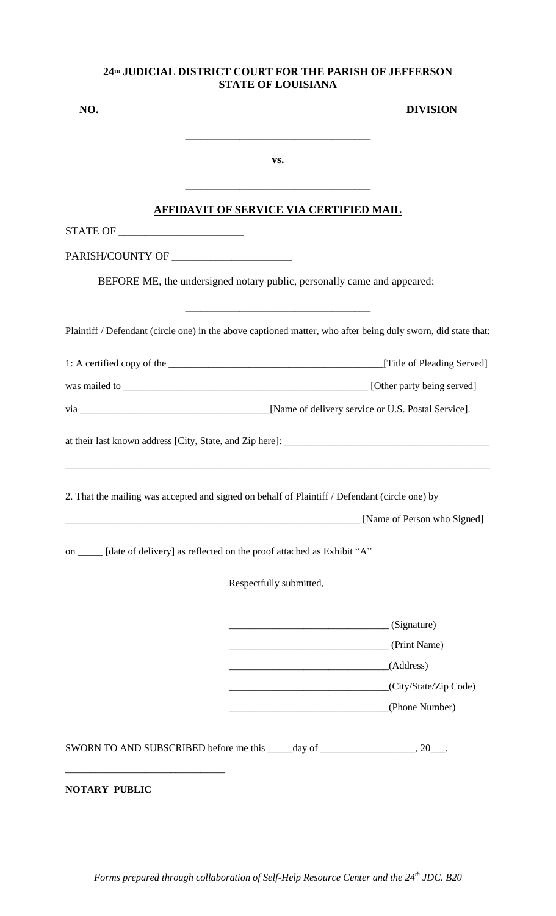**24TH JUDICIAL DISTRICT COURT FOR THE PARISH OF JEFFERSON**
**STATE OF LOUISIANA**

**NO.** **DIVISION**

\_\_\_\_\_\_\_\_\_\_\_\_\_\_\_\_\_\_\_\_\_\_\_\_\_\_\_\_\_\_\_\_\_\_\_

**vs.**

\_\_\_\_\_\_\_\_\_\_\_\_\_\_\_\_\_\_\_\_\_\_\_\_\_\_\_\_\_\_\_\_\_\_\_

**AFFIDAVIT OF SERVICE VIA CERTIFIED MAIL**

STATE OF \_\_\_\_\_\_\_\_\_\_\_\_\_\_\_\_\_\_\_\_\_\_\_\_

PARISH/COUNTY OF \_\_\_\_\_\_\_\_\_\_\_\_\_\_\_\_\_\_\_\_\_\_

BEFORE ME, the undersigned notary public, personally came and appeared:

\_\_\_\_\_\_\_\_\_\_\_\_\_\_\_\_\_\_\_\_\_\_\_\_\_\_\_\_\_\_\_\_\_\_\_

Plaintiff / Defendant (circle one) in the above captioned matter, who after being duly sworn, did state that:

1: A certified copy of the \_\_\_\_\_\_\_\_\_\_\_\_\_\_\_\_\_\_\_\_\_\_\_\_\_\_\_\_\_\_\_\_\_\_\_\_\_\_\_\_\_\_\_\_[Title of Pleading Served]

was mailed to \_\_\_\_\_\_\_\_\_\_\_\_\_\_\_\_\_\_\_\_\_\_\_\_\_\_\_\_\_\_\_\_\_\_\_\_\_\_\_\_\_\_\_\_\_\_\_\_\_\_ [Other party being served]

via \_\_\_\_\_\_\_\_\_\_\_\_\_\_\_\_\_\_\_\_\_\_\_\_\_\_\_\_\_\_\_\_\_\_\_\_\_\_[Name of delivery service or U.S. Postal Service].

at their last known address [City, State, and Zip here]: \_\_\_\_\_\_\_\_\_\_\_\_\_\_\_\_\_\_\_\_\_\_\_\_\_\_\_\_\_\_\_\_\_\_\_\_\_\_\_\_\_

\_\_\_\_\_\_\_\_\_\_\_\_\_\_\_\_\_\_\_\_\_\_\_\_\_\_\_\_\_\_\_\_\_\_\_\_\_\_\_\_\_\_\_\_\_\_\_\_\_\_\_\_\_\_\_\_\_\_\_\_\_\_\_\_\_\_\_\_\_\_\_\_\_\_\_\_\_\_\_\_\_\_\_\_\_\_\_\_\_\_

2. That the mailing was accepted and signed on behalf of Plaintiff / Defendant (circle one) by

\_\_\_\_\_\_\_\_\_\_\_\_\_\_\_\_\_\_\_\_\_\_\_\_\_\_\_\_\_\_\_\_\_\_\_\_\_\_\_\_\_\_\_\_\_\_\_\_\_\_\_\_\_\_\_\_\_\_\_\_\_ [Name of Person who Signed]

on \_\_\_\_\_ [date of delivery] as reflected on the proof attached as Exhibit "A"

Respectfully submitted,

\_\_\_\_\_\_\_\_\_\_\_\_\_\_\_\_\_\_\_\_\_\_\_\_\_\_\_\_\_\_\_\_ (Signature)

\_\_\_\_\_\_\_\_\_\_\_\_\_\_\_\_\_\_\_\_\_\_\_\_\_\_\_\_\_\_\_\_ (Print Name)

\_\_\_\_\_\_\_\_\_\_\_\_\_\_\_\_\_\_\_\_\_\_\_\_\_\_\_\_\_\_\_\_(Address)

\_\_\_\_\_\_\_\_\_\_\_\_\_\_\_\_\_\_\_\_\_\_\_\_\_\_\_\_\_\_\_\_(City/State/Zip Code)

\_\_\_\_\_\_\_\_\_\_\_\_\_\_\_\_\_\_\_\_\_\_\_\_\_\_\_\_\_\_\_\_(Phone Number)

SWORN TO AND SUBSCRIBED before me this \_\_\_\_\_day of \_\_\_\_\_\_\_\_\_\_\_\_\_\_\_\_\_\_\_, 20\_\_\_.

\_\_\_\_\_\_\_\_\_\_\_\_\_\_\_\_\_\_\_\_\_\_\_\_\_\_\_\_\_\_\_

**NOTARY PUBLIC**

*Forms prepared through collaboration of Self-Help Resource Center and the 24th JDC. B20*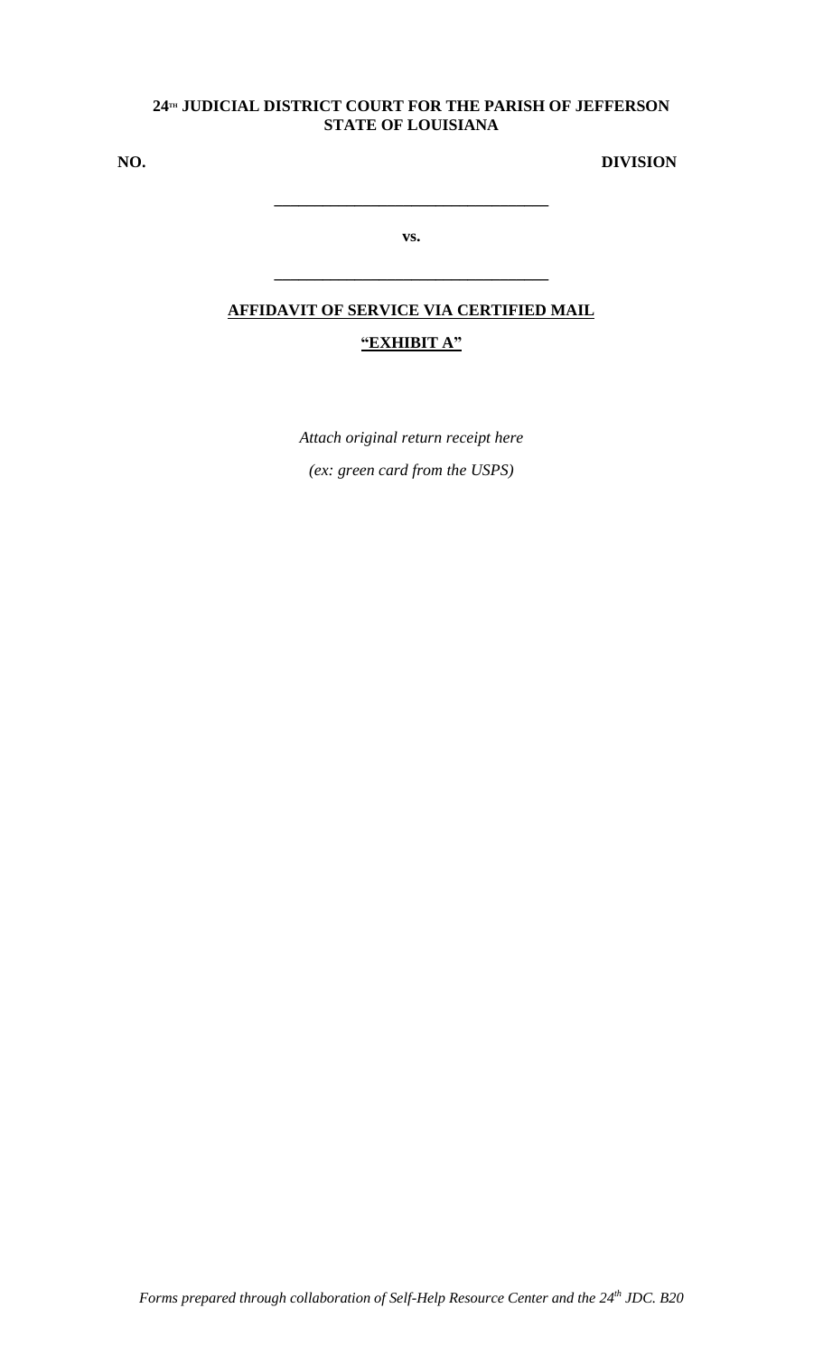**24TH JUDICIAL DISTRICT COURT FOR THE PARISH OF JEFFERSON**
**STATE OF LOUISIANA**

**NO.** **DIVISION**

\_\_\_\_\_\_\_\_\_\_\_\_\_\_\_\_\_\_\_\_\_\_\_\_\_\_\_\_\_\_\_\_\_\_

**vs.**

\_\_\_\_\_\_\_\_\_\_\_\_\_\_\_\_\_\_\_\_\_\_\_\_\_\_\_\_\_\_\_\_\_\_

**AFFIDAVIT OF SERVICE VIA CERTIFIED MAIL**

**"EXHIBIT A"**

*Attach original return receipt here*

*(ex: green card from the USPS)*

*Forms prepared through collaboration of Self-Help Resource Center and the 24th JDC. B20*